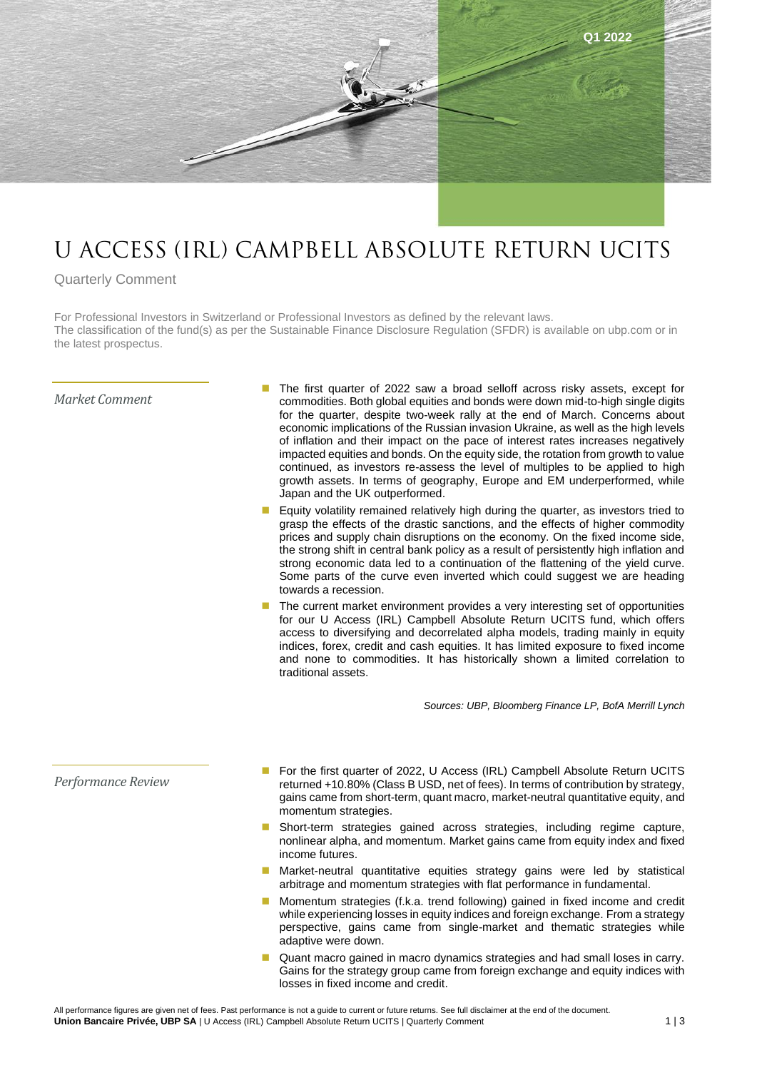Q1 2022

# U ACCESS (IRL) CAMPBELL ABSOLUTE RETURN UCITS

Quarterly Comment

For Professional Investors in Switzerland or Professional Investors as defined by the relevant laws.
The classification of the fund(s) as per the Sustainable Finance Disclosure Regulation (SFDR) is available on ubp.com or in the latest prospectus.

## *Market Comment*

- The first quarter of 2022 saw a broad selloff across risky assets, except for commodities. Both global equities and bonds were down mid-to-high single digits for the quarter, despite two-week rally at the end of March. Concerns about economic implications of the Russian invasion Ukraine, as well as the high levels of inflation and their impact on the pace of interest rates increases negatively impacted equities and bonds. On the equity side, the rotation from growth to value continued, as investors re-assess the level of multiples to be applied to high growth assets. In terms of geography, Europe and EM underperformed, while Japan and the UK outperformed.
- Equity volatility remained relatively high during the quarter, as investors tried to grasp the effects of the drastic sanctions, and the effects of higher commodity prices and supply chain disruptions on the economy. On the fixed income side, the strong shift in central bank policy as a result of persistently high inflation and strong economic data led to a continuation of the flattening of the yield curve. Some parts of the curve even inverted which could suggest we are heading towards a recession.
- The current market environment provides a very interesting set of opportunities for our U Access (IRL) Campbell Absolute Return UCITS fund, which offers access to diversifying and decorrelated alpha models, trading mainly in equity indices, forex, credit and cash equities. It has limited exposure to fixed income and none to commodities. It has historically shown a limited correlation to traditional assets.

*Sources: UBP, Bloomberg Finance LP, BofA Merrill Lynch*

## *Performance Review*

- For the first quarter of 2022, U Access (IRL) Campbell Absolute Return UCITS returned +10.80% (Class B USD, net of fees). In terms of contribution by strategy, gains came from short-term, quant macro, market-neutral quantitative equity, and momentum strategies.
- Short-term strategies gained across strategies, including regime capture, nonlinear alpha, and momentum. Market gains came from equity index and fixed income futures.
- Market-neutral quantitative equities strategy gains were led by statistical arbitrage and momentum strategies with flat performance in fundamental.
- Momentum strategies (f.k.a. trend following) gained in fixed income and credit while experiencing losses in equity indices and foreign exchange. From a strategy perspective, gains came from single-market and thematic strategies while adaptive were down.
- Quant macro gained in macro dynamics strategies and had small loses in carry. Gains for the strategy group came from foreign exchange and equity indices with losses in fixed income and credit.

All performance figures are given net of fees. Past performance is not a guide to current or future returns. See full disclaimer at the end of the document.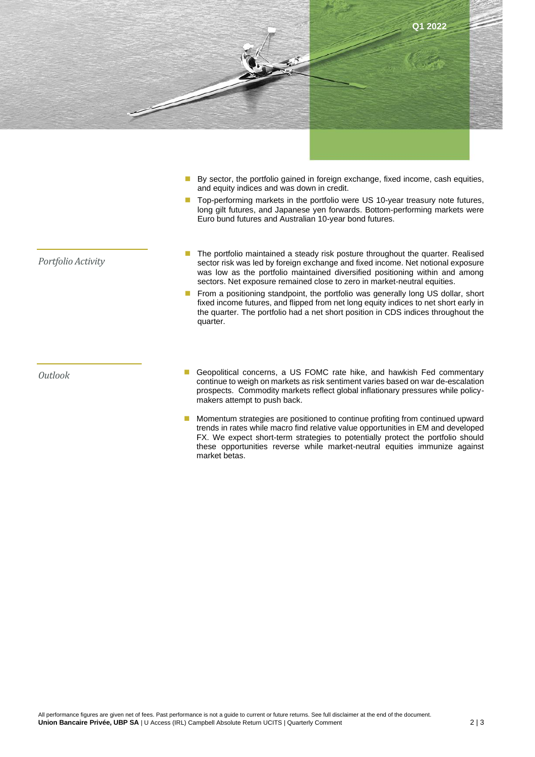- By sector, the portfolio gained in foreign exchange, fixed income, cash equities, and equity indices and was down in credit.
- Top-performing markets in the portfolio were US 10-year treasury note futures, long gilt futures, and Japanese yen forwards. Bottom-performing markets were Euro bund futures and Australian 10-year bond futures.

## *Portfolio Activity*

- The portfolio maintained a steady risk posture throughout the quarter. Realised sector risk was led by foreign exchange and fixed income. Net notional exposure was low as the portfolio maintained diversified positioning within and among sectors. Net exposure remained close to zero in market-neutral equities.
- From a positioning standpoint, the portfolio was generally long US dollar, short fixed income futures, and flipped from net long equity indices to net short early in the quarter. The portfolio had a net short position in CDS indices throughout the quarter.

## *Outlook*

- Geopolitical concerns, a US FOMC rate hike, and hawkish Fed commentary continue to weigh on markets as risk sentiment varies based on war de-escalation prospects. Commodity markets reflect global inflationary pressures while policy-makers attempt to push back.
- Momentum strategies are positioned to continue profiting from continued upward trends in rates while macro find relative value opportunities in EM and developed FX. We expect short-term strategies to potentially protect the portfolio should these opportunities reverse while market-neutral equities immunize against market betas.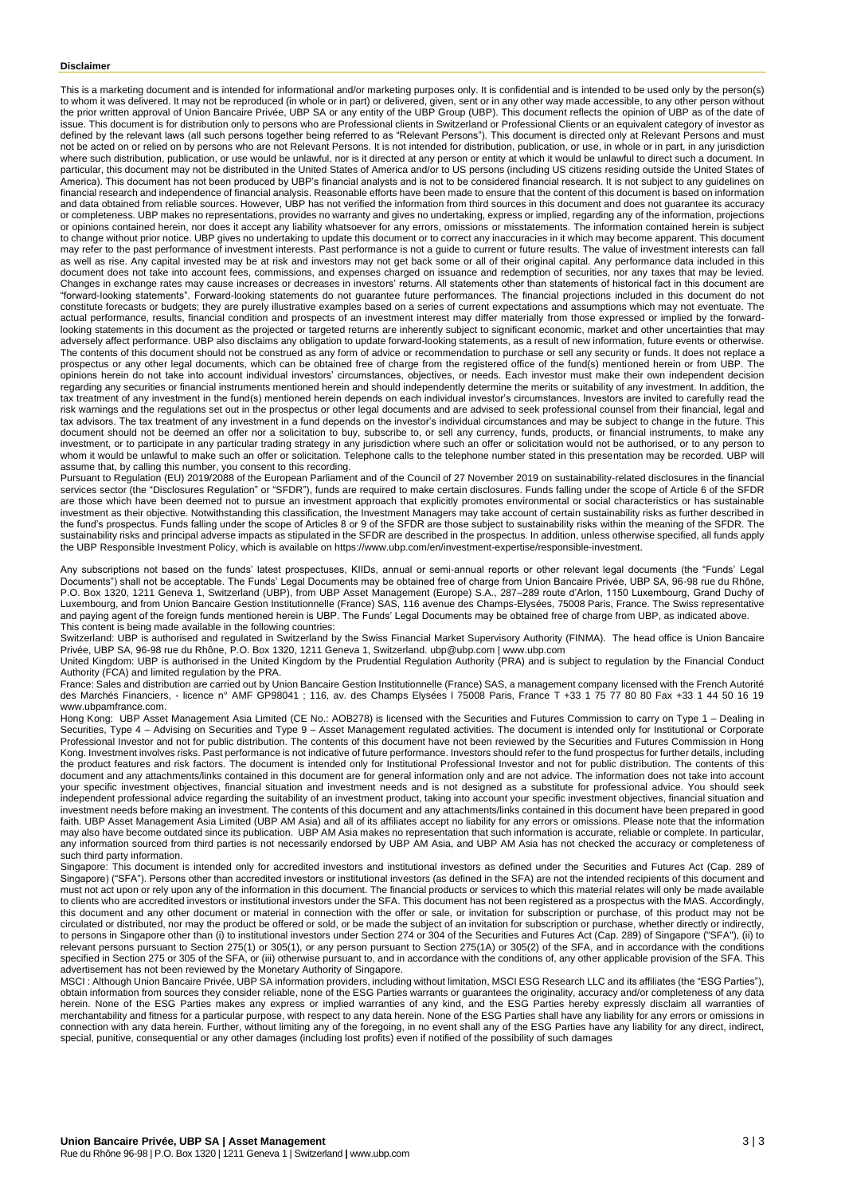**Disclaimer**

This is a marketing document and is intended for informational and/or marketing purposes only. It is confidential and is intended to be used only by the person(s) to whom it was delivered. It may not be reproduced (in whole or in part) or delivered, given, sent or in any other way made accessible, to any other person without the prior written approval of Union Bancaire Privée, UBP SA or any entity of the UBP Group (UBP). This document reflects the opinion of UBP as of the date of issue. This document is for distribution only to persons who are Professional clients in Switzerland or Professional Clients or an equivalent category of investor as defined by the relevant laws (all such persons together being referred to as "Relevant Persons"). This document is directed only at Relevant Persons and must not be acted on or relied on by persons who are not Relevant Persons. It is not intended for distribution, publication, or use, in whole or in part, in any jurisdiction where such distribution, publication, or use would be unlawful, nor is it directed at any person or entity at which it would be unlawful to direct such a document. In particular, this document may not be distributed in the United States of America and/or to US persons (including US citizens residing outside the United States of America). This document has not been produced by UBP's financial analysts and is not to be considered financial research. It is not subject to any guidelines on financial research and independence of financial analysis. Reasonable efforts have been made to ensure that the content of this document is based on information and data obtained from reliable sources. However, UBP has not verified the information from third sources in this document and does not guarantee its accuracy or completeness. UBP makes no representations, provides no warranty and gives no undertaking, express or implied, regarding any of the information, projections or opinions contained herein, nor does it accept any liability whatsoever for any errors, omissions or misstatements. The information contained herein is subject to change without prior notice. UBP gives no undertaking to update this document or to correct any inaccuracies in it which may become apparent. This document may refer to the past performance of investment interests. Past performance is not a guide to current or future results. The value of investment interests can fall as well as rise. Any capital invested may be at risk and investors may not get back some or all of their original capital. Any performance data included in this document does not take into account fees, commissions, and expenses charged on issuance and redemption of securities, nor any taxes that may be levied. Changes in exchange rates may cause increases or decreases in investors' returns. All statements other than statements of historical fact in this document are "forward-looking statements". Forward-looking statements do not guarantee future performances. The financial projections included in this document do not constitute forecasts or budgets; they are purely illustrative examples based on a series of current expectations and assumptions which may not eventuate. The actual performance, results, financial condition and prospects of an investment interest may differ materially from those expressed or implied by the forward-looking statements in this document as the projected or targeted returns are inherently subject to significant economic, market and other uncertainties that may adversely affect performance. UBP also disclaims any obligation to update forward-looking statements, as a result of new information, future events or otherwise. The contents of this document should not be construed as any form of advice or recommendation to purchase or sell any security or funds. It does not replace a prospectus or any other legal documents, which can be obtained free of charge from the registered office of the fund(s) mentioned herein or from UBP. The opinions herein do not take into account individual investors' circumstances, objectives, or needs. Each investor must make their own independent decision regarding any securities or financial instruments mentioned herein and should independently determine the merits or suitability of any investment. In addition, the tax treatment of any investment in the fund(s) mentioned herein depends on each individual investor's circumstances. Investors are invited to carefully read the risk warnings and the regulations set out in the prospectus or other legal documents and are advised to seek professional counsel from their financial, legal and tax advisors. The tax treatment of any investment in a fund depends on the investor's individual circumstances and may be subject to change in the future. This document should not be deemed an offer nor a solicitation to buy, subscribe to, or sell any currency, funds, products, or financial instruments, to make any investment, or to participate in any particular trading strategy in any jurisdiction where such an offer or solicitation would not be authorised, or to any person to whom it would be unlawful to make such an offer or solicitation. Telephone calls to the telephone number stated in this presentation may be recorded. UBP will assume that, by calling this number, you consent to this recording.

Pursuant to Regulation (EU) 2019/2088 of the European Parliament and of the Council of 27 November 2019 on sustainability-related disclosures in the financial services sector (the "Disclosures Regulation" or "SFDR"), funds are required to make certain disclosures. Funds falling under the scope of Article 6 of the SFDR are those which have been deemed not to pursue an investment approach that explicitly promotes environmental or social characteristics or has sustainable investment as their objective. Notwithstanding this classification, the Investment Managers may take account of certain sustainability risks as further described in the fund's prospectus. Funds falling under the scope of Articles 8 or 9 of the SFDR are those subject to sustainability risks within the meaning of the SFDR. The sustainability risks and principal adverse impacts as stipulated in the SFDR are described in the prospectus. In addition, unless otherwise specified, all funds apply the UBP Responsible Investment Policy, which is available on https://www.ubp.com/en/investment-expertise/responsible-investment.

Any subscriptions not based on the funds' latest prospectuses, KIIDs, annual or semi-annual reports or other relevant legal documents (the "Funds' Legal Documents") shall not be acceptable. The Funds' Legal Documents may be obtained free of charge from Union Bancaire Privée, UBP SA, 96-98 rue du Rhône, P.O. Box 1320, 1211 Geneva 1, Switzerland (UBP), from UBP Asset Management (Europe) S.A., 287–289 route d'Arlon, 1150 Luxembourg, Grand Duchy of Luxembourg, and from Union Bancaire Gestion Institutionnelle (France) SAS, 116 avenue des Champs-Elysées, 75008 Paris, France. The Swiss representative and paying agent of the foreign funds mentioned herein is UBP. The Funds' Legal Documents may be obtained free of charge from UBP, as indicated above.

This content is being made available in the following countries:

Switzerland: UBP is authorised and regulated in Switzerland by the Swiss Financial Market Supervisory Authority (FINMA). The head office is Union Bancaire Privée, UBP SA, 96-98 rue du Rhône, P.O. Box 1320, 1211 Geneva 1, Switzerland. ubp@ubp.com | www.ubp.com

United Kingdom: UBP is authorised in the United Kingdom by the Prudential Regulation Authority (PRA) and is subject to regulation by the Financial Conduct Authority (FCA) and limited regulation by the PRA.

France: Sales and distribution are carried out by Union Bancaire Gestion Institutionnelle (France) SAS, a management company licensed with the French Autorité des Marchés Financiers, - licence n° AMF GP98041 ; 116, av. des Champs Elysées l 75008 Paris, France T +33 1 75 77 80 80 Fax +33 1 44 50 16 19 www.ubpamfrance.com.

Hong Kong: UBP Asset Management Asia Limited (CE No.: AOB278) is licensed with the Securities and Futures Commission to carry on Type 1 – Dealing in Securities, Type 4 – Advising on Securities and Type 9 – Asset Management regulated activities. The document is intended only for Institutional or Corporate Professional Investor and not for public distribution. The contents of this document have not been reviewed by the Securities and Futures Commission in Hong Kong. Investment involves risks. Past performance is not indicative of future performance. Investors should refer to the fund prospectus for further details, including the product features and risk factors. The document is intended only for Institutional Professional Investor and not for public distribution. The contents of this document and any attachments/links contained in this document are for general information only and are not advice. The information does not take into account your specific investment objectives, financial situation and investment needs and is not designed as a substitute for professional advice. You should seek independent professional advice regarding the suitability of an investment product, taking into account your specific investment objectives, financial situation and investment needs before making an investment. The contents of this document and any attachments/links contained in this document have been prepared in good faith. UBP Asset Management Asia Limited (UBP AM Asia) and all of its affiliates accept no liability for any errors or omissions. Please note that the information may also have become outdated since its publication. UBP AM Asia makes no representation that such information is accurate, reliable or complete. In particular, any information sourced from third parties is not necessarily endorsed by UBP AM Asia, and UBP AM Asia has not checked the accuracy or completeness of such third party information.

Singapore: This document is intended only for accredited investors and institutional investors as defined under the Securities and Futures Act (Cap. 289 of Singapore) ("SFA"). Persons other than accredited investors or institutional investors (as defined in the SFA) are not the intended recipients of this document and must not act upon or rely upon any of the information in this document. The financial products or services to which this material relates will only be made available to clients who are accredited investors or institutional investors under the SFA. This document has not been registered as a prospectus with the MAS. Accordingly, this document and any other document or material in connection with the offer or sale, or invitation for subscription or purchase, of this product may not be circulated or distributed, nor may the product be offered or sold, or be made the subject of an invitation for subscription or purchase, whether directly or indirectly, to persons in Singapore other than (i) to institutional investors under Section 274 or 304 of the Securities and Futures Act (Cap. 289) of Singapore ("SFA"), (ii) to relevant persons pursuant to Section 275(1) or 305(1), or any person pursuant to Section 275(1A) or 305(2) of the SFA, and in accordance with the conditions specified in Section 275 or 305 of the SFA, or (iii) otherwise pursuant to, and in accordance with the conditions of, any other applicable provision of the SFA. This advertisement has not been reviewed by the Monetary Authority of Singapore.

MSCI : Although Union Bancaire Privée, UBP SA information providers, including without limitation, MSCI ESG Research LLC and its affiliates (the "ESG Parties"), obtain information from sources they consider reliable, none of the ESG Parties warrants or guarantees the originality, accuracy and/or completeness of any data herein. None of the ESG Parties makes any express or implied warranties of any kind, and the ESG Parties hereby expressly disclaim all warranties of merchantability and fitness for a particular purpose, with respect to any data herein. None of the ESG Parties shall have any liability for any errors or omissions in connection with any data herein. Further, without limiting any of the foregoing, in no event shall any of the ESG Parties have any liability for any direct, indirect, special, punitive, consequential or any other damages (including lost profits) even if notified of the possibility of such damages